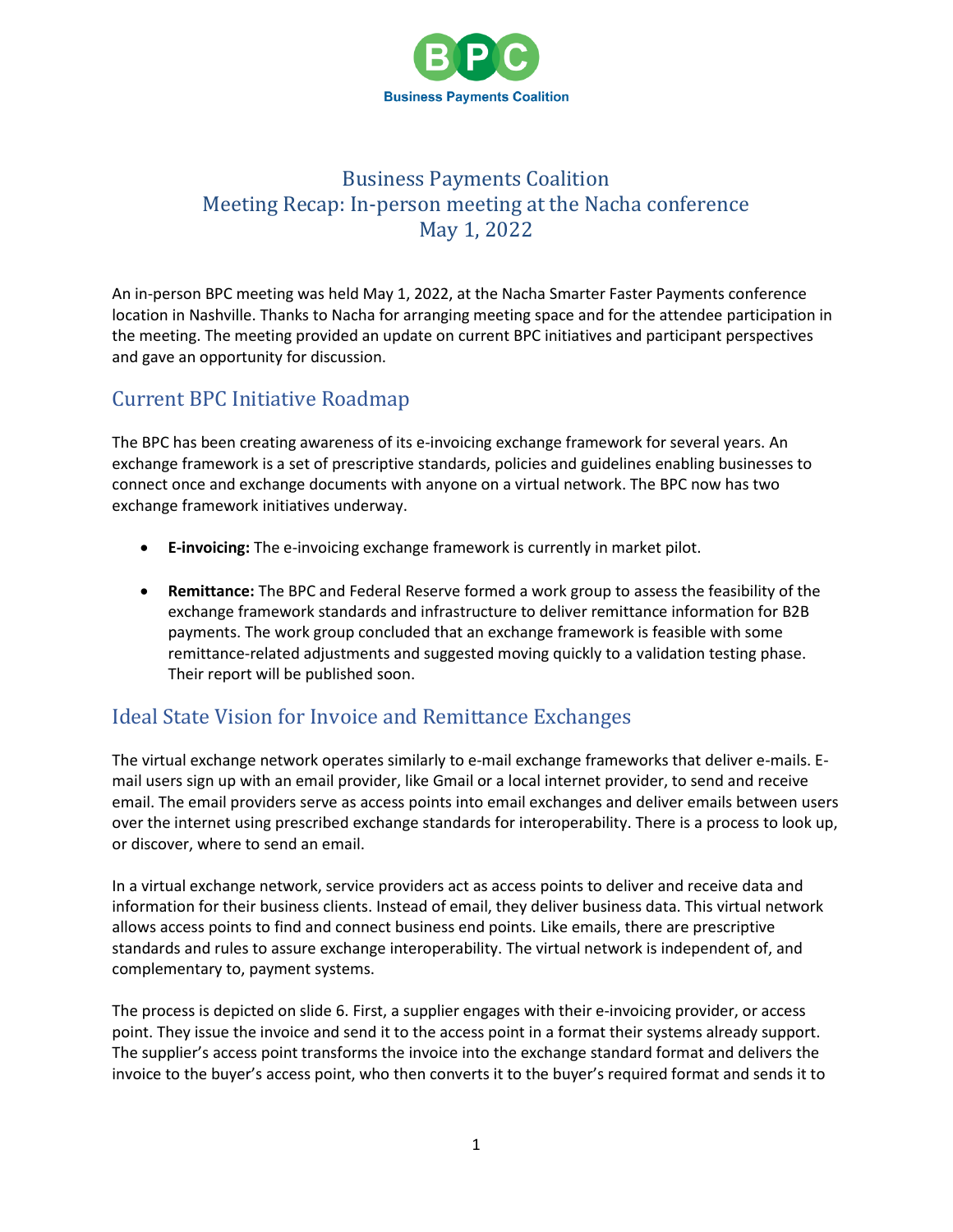# Business Payments Coalition
# Meeting Recap: In-person meeting at the Nacha conference
# May 1, 2022

An in-person BPC meeting was held May 1, 2022, at the Nacha Smarter Faster Payments conference location in Nashville. Thanks to Nacha for arranging meeting space and for the attendee participation in the meeting. The meeting provided an update on current BPC initiatives and participant perspectives and gave an opportunity for discussion.

## Current BPC Initiative Roadmap

The BPC has been creating awareness of its e-invoicing exchange framework for several years. An exchange framework is a set of prescriptive standards, policies and guidelines enabling businesses to connect once and exchange documents with anyone on a virtual network. The BPC now has two exchange framework initiatives underway.

- **E-invoicing:** The e-invoicing exchange framework is currently in market pilot.
- **Remittance:** The BPC and Federal Reserve formed a work group to assess the feasibility of the exchange framework standards and infrastructure to deliver remittance information for B2B payments. The work group concluded that an exchange framework is feasible with some remittance-related adjustments and suggested moving quickly to a validation testing phase. Their report will be published soon.

## Ideal State Vision for Invoice and Remittance Exchanges

The virtual exchange network operates similarly to e-mail exchange frameworks that deliver e-mails. E-mail users sign up with an email provider, like Gmail or a local internet provider, to send and receive email. The email providers serve as access points into email exchanges and deliver emails between users over the internet using prescribed exchange standards for interoperability. There is a process to look up, or discover, where to send an email.

In a virtual exchange network, service providers act as access points to deliver and receive data and information for their business clients. Instead of email, they deliver business data. This virtual network allows access points to find and connect business end points. Like emails, there are prescriptive standards and rules to assure exchange interoperability. The virtual network is independent of, and complementary to, payment systems.

The process is depicted on slide 6. First, a supplier engages with their e-invoicing provider, or access point. They issue the invoice and send it to the access point in a format their systems already support. The supplier's access point transforms the invoice into the exchange standard format and delivers the invoice to the buyer's access point, who then converts it to the buyer's required format and sends it to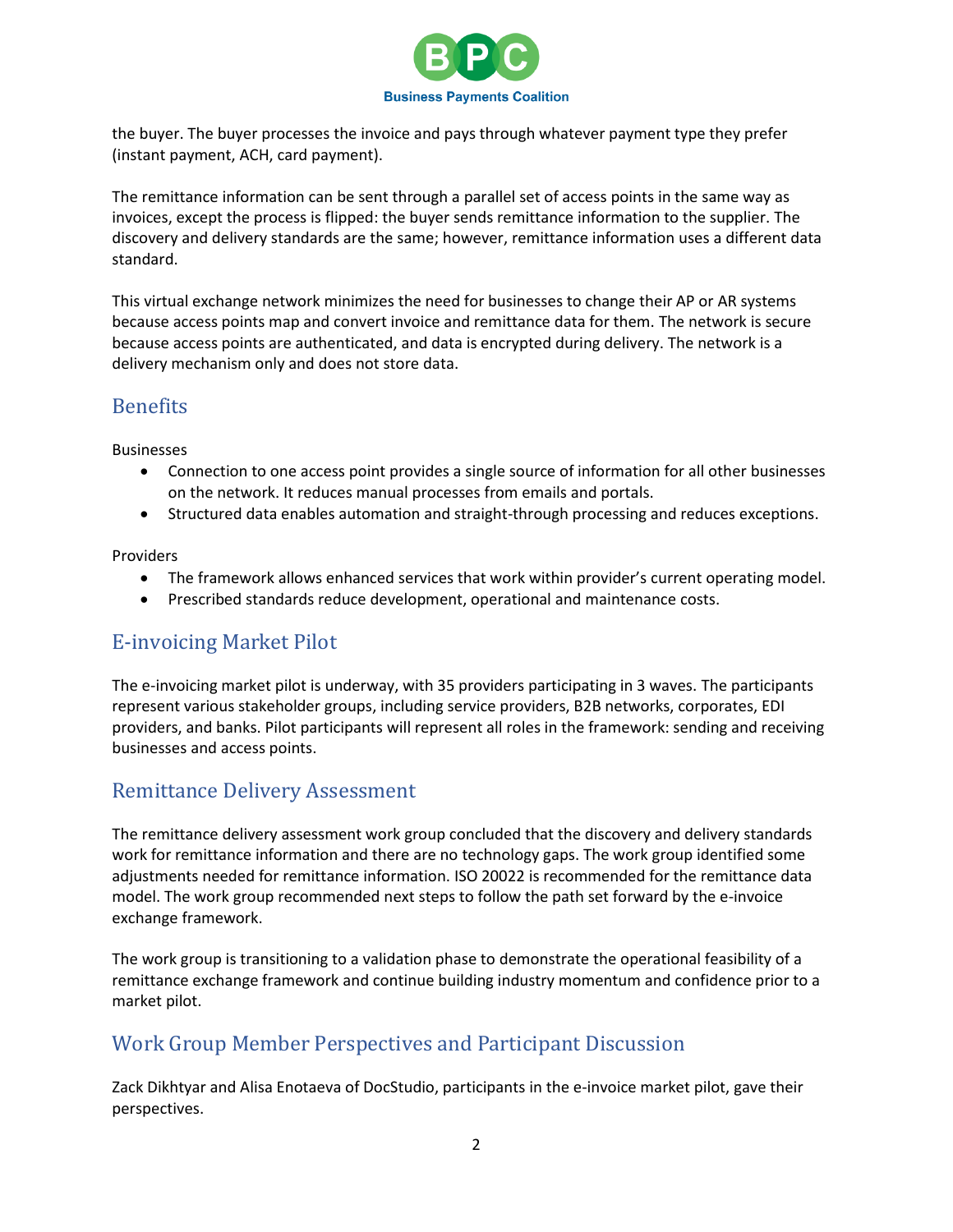the buyer. The buyer processes the invoice and pays through whatever payment type they prefer (instant payment, ACH, card payment).

The remittance information can be sent through a parallel set of access points in the same way as invoices, except the process is flipped: the buyer sends remittance information to the supplier. The discovery and delivery standards are the same; however, remittance information uses a different data standard.

This virtual exchange network minimizes the need for businesses to change their AP or AR systems because access points map and convert invoice and remittance data for them. The network is secure because access points are authenticated, and data is encrypted during delivery. The network is a delivery mechanism only and does not store data.

## Benefits

Businesses

- Connection to one access point provides a single source of information for all other businesses on the network. It reduces manual processes from emails and portals.
- Structured data enables automation and straight-through processing and reduces exceptions.

Providers

- The framework allows enhanced services that work within provider's current operating model.
- Prescribed standards reduce development, operational and maintenance costs.

## E-invoicing Market Pilot

The e-invoicing market pilot is underway, with 35 providers participating in 3 waves. The participants represent various stakeholder groups, including service providers, B2B networks, corporates, EDI providers, and banks. Pilot participants will represent all roles in the framework: sending and receiving businesses and access points.

## Remittance Delivery Assessment

The remittance delivery assessment work group concluded that the discovery and delivery standards work for remittance information and there are no technology gaps. The work group identified some adjustments needed for remittance information. ISO 20022 is recommended for the remittance data model. The work group recommended next steps to follow the path set forward by the e-invoice exchange framework.

The work group is transitioning to a validation phase to demonstrate the operational feasibility of a remittance exchange framework and continue building industry momentum and confidence prior to a market pilot.

## Work Group Member Perspectives and Participant Discussion

Zack Dikhtyar and Alisa Enotaeva of DocStudio, participants in the e-invoice market pilot, gave their perspectives.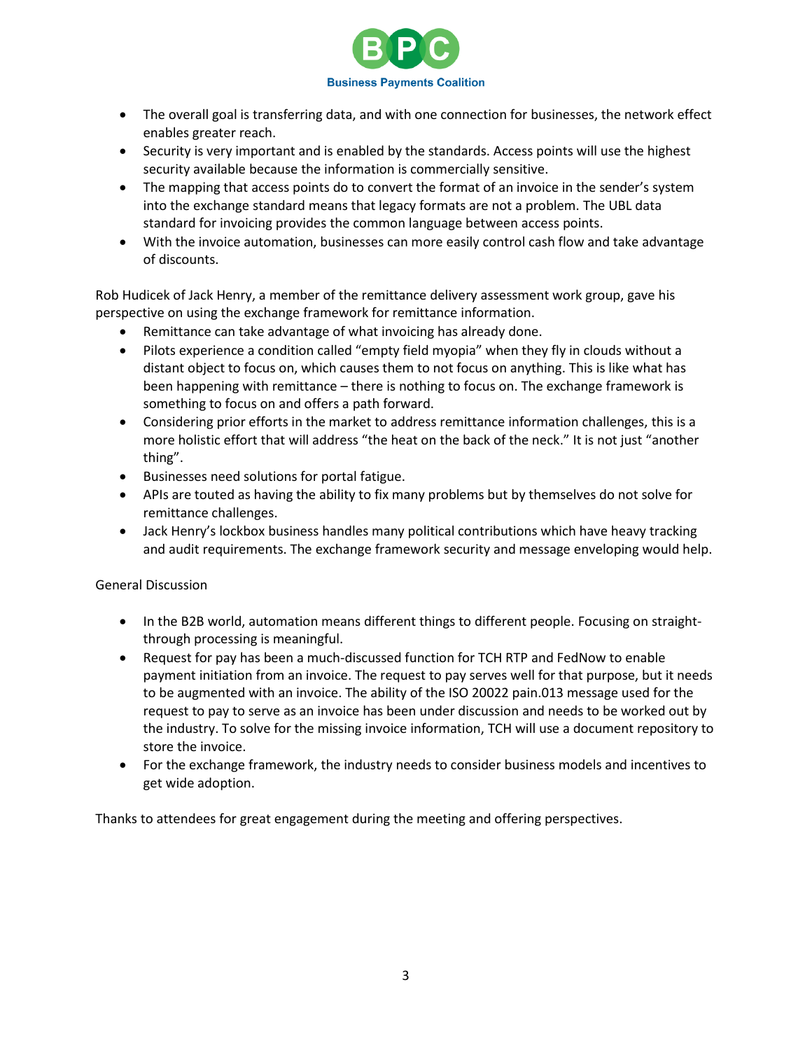- The overall goal is transferring data, and with one connection for businesses, the network effect enables greater reach.
- Security is very important and is enabled by the standards. Access points will use the highest security available because the information is commercially sensitive.
- The mapping that access points do to convert the format of an invoice in the sender's system into the exchange standard means that legacy formats are not a problem. The UBL data standard for invoicing provides the common language between access points.
- With the invoice automation, businesses can more easily control cash flow and take advantage of discounts.

Rob Hudicek of Jack Henry, a member of the remittance delivery assessment work group, gave his perspective on using the exchange framework for remittance information.

- Remittance can take advantage of what invoicing has already done.
- Pilots experience a condition called "empty field myopia" when they fly in clouds without a distant object to focus on, which causes them to not focus on anything. This is like what has been happening with remittance – there is nothing to focus on. The exchange framework is something to focus on and offers a path forward.
- Considering prior efforts in the market to address remittance information challenges, this is a more holistic effort that will address "the heat on the back of the neck." It is not just "another thing".
- Businesses need solutions for portal fatigue.
- APIs are touted as having the ability to fix many problems but by themselves do not solve for remittance challenges.
- Jack Henry's lockbox business handles many political contributions which have heavy tracking and audit requirements. The exchange framework security and message enveloping would help.

General Discussion

- In the B2B world, automation means different things to different people. Focusing on straight-through processing is meaningful.
- Request for pay has been a much-discussed function for TCH RTP and FedNow to enable payment initiation from an invoice. The request to pay serves well for that purpose, but it needs to be augmented with an invoice. The ability of the ISO 20022 pain.013 message used for the request to pay to serve as an invoice has been under discussion and needs to be worked out by the industry. To solve for the missing invoice information, TCH will use a document repository to store the invoice.
- For the exchange framework, the industry needs to consider business models and incentives to get wide adoption.

Thanks to attendees for great engagement during the meeting and offering perspectives.